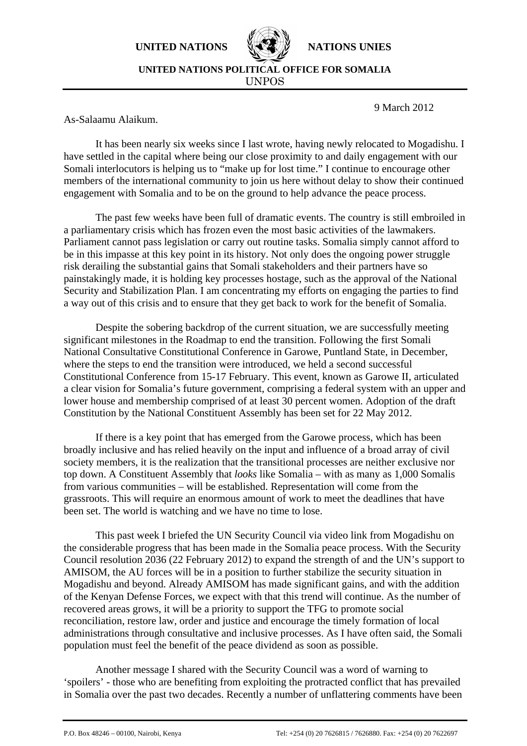**UNITED NATIONS** **NATIONS UNIES**

**UNITED NATIONS POLITICAL OFFICE FOR SOMALIA**
UNPOS

9 March 2012

As-Salaamu Alaikum.

It has been nearly six weeks since I last wrote, having newly relocated to Mogadishu. I have settled in the capital where being our close proximity to and daily engagement with our Somali interlocutors is helping us to "make up for lost time." I continue to encourage other members of the international community to join us here without delay to show their continued engagement with Somalia and to be on the ground to help advance the peace process.

The past few weeks have been full of dramatic events. The country is still embroiled in a parliamentary crisis which has frozen even the most basic activities of the lawmakers. Parliament cannot pass legislation or carry out routine tasks. Somalia simply cannot afford to be in this impasse at this key point in its history. Not only does the ongoing power struggle risk derailing the substantial gains that Somali stakeholders and their partners have so painstakingly made, it is holding key processes hostage, such as the approval of the National Security and Stabilization Plan. I am concentrating my efforts on engaging the parties to find a way out of this crisis and to ensure that they get back to work for the benefit of Somalia.

Despite the sobering backdrop of the current situation, we are successfully meeting significant milestones in the Roadmap to end the transition. Following the first Somali National Consultative Constitutional Conference in Garowe, Puntland State, in December, where the steps to end the transition were introduced, we held a second successful Constitutional Conference from 15-17 February. This event, known as Garowe II, articulated a clear vision for Somalia's future government, comprising a federal system with an upper and lower house and membership comprised of at least 30 percent women. Adoption of the draft Constitution by the National Constituent Assembly has been set for 22 May 2012.

If there is a key point that has emerged from the Garowe process, which has been broadly inclusive and has relied heavily on the input and influence of a broad array of civil society members, it is the realization that the transitional processes are neither exclusive nor top down. A Constituent Assembly that *looks* like Somalia – with as many as 1,000 Somalis from various communities – will be established. Representation will come from the grassroots. This will require an enormous amount of work to meet the deadlines that have been set. The world is watching and we have no time to lose.

This past week I briefed the UN Security Council via video link from Mogadishu on the considerable progress that has been made in the Somalia peace process. With the Security Council resolution 2036 (22 February 2012) to expand the strength of and the UN's support to AMISOM, the AU forces will be in a position to further stabilize the security situation in Mogadishu and beyond. Already AMISOM has made significant gains, and with the addition of the Kenyan Defense Forces, we expect with that this trend will continue. As the number of recovered areas grows, it will be a priority to support the TFG to promote social reconciliation, restore law, order and justice and encourage the timely formation of local administrations through consultative and inclusive processes. As I have often said, the Somali population must feel the benefit of the peace dividend as soon as possible.

Another message I shared with the Security Council was a word of warning to 'spoilers' - those who are benefiting from exploiting the protracted conflict that has prevailed in Somalia over the past two decades. Recently a number of unflattering comments have been

P.O. Box 48246 – 00100, Nairobi, Kenya Tel: +254 (0) 20 7626815 / 7626880. Fax: +254 (0) 20 7622697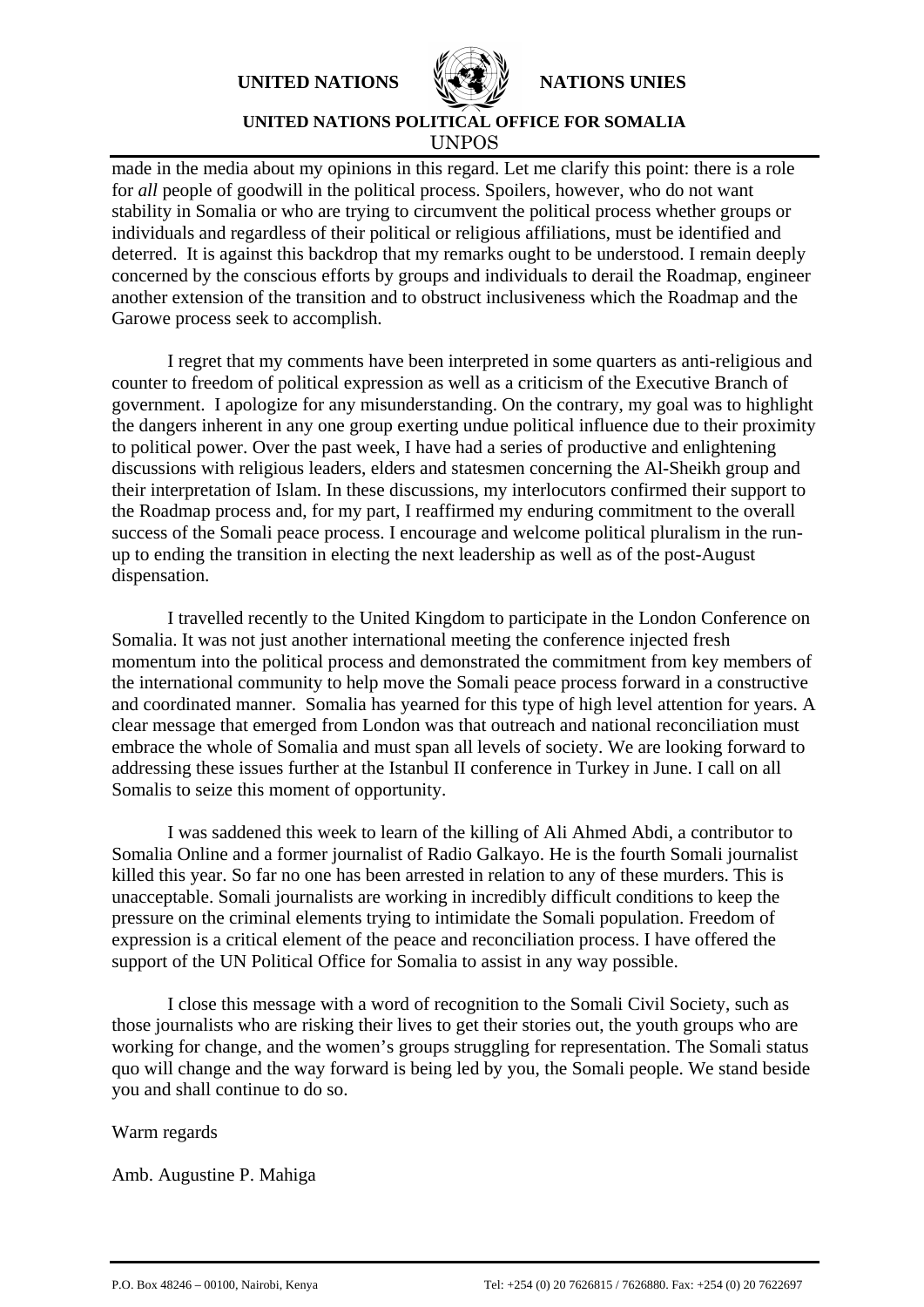made in the media about my opinions in this regard. Let me clarify this point: there is a role for *all* people of goodwill in the political process. Spoilers, however, who do not want stability in Somalia or who are trying to circumvent the political process whether groups or individuals and regardless of their political or religious affiliations, must be identified and deterred. It is against this backdrop that my remarks ought to be understood. I remain deeply concerned by the conscious efforts by groups and individuals to derail the Roadmap, engineer another extension of the transition and to obstruct inclusiveness which the Roadmap and the Garowe process seek to accomplish.

I regret that my comments have been interpreted in some quarters as anti-religious and counter to freedom of political expression as well as a criticism of the Executive Branch of government. I apologize for any misunderstanding. On the contrary, my goal was to highlight the dangers inherent in any one group exerting undue political influence due to their proximity to political power. Over the past week, I have had a series of productive and enlightening discussions with religious leaders, elders and statesmen concerning the Al-Sheikh group and their interpretation of Islam. In these discussions, my interlocutors confirmed their support to the Roadmap process and, for my part, I reaffirmed my enduring commitment to the overall success of the Somali peace process. I encourage and welcome political pluralism in the run-up to ending the transition in electing the next leadership as well as of the post-August dispensation.

I travelled recently to the United Kingdom to participate in the London Conference on Somalia. It was not just another international meeting the conference injected fresh momentum into the political process and demonstrated the commitment from key members of the international community to help move the Somali peace process forward in a constructive and coordinated manner. Somalia has yearned for this type of high level attention for years. A clear message that emerged from London was that outreach and national reconciliation must embrace the whole of Somalia and must span all levels of society. We are looking forward to addressing these issues further at the Istanbul II conference in Turkey in June. I call on all Somalis to seize this moment of opportunity.

I was saddened this week to learn of the killing of Ali Ahmed Abdi, a contributor to Somalia Online and a former journalist of Radio Galkayo. He is the fourth Somali journalist killed this year. So far no one has been arrested in relation to any of these murders. This is unacceptable. Somali journalists are working in incredibly difficult conditions to keep the pressure on the criminal elements trying to intimidate the Somali population. Freedom of expression is a critical element of the peace and reconciliation process. I have offered the support of the UN Political Office for Somalia to assist in any way possible.

I close this message with a word of recognition to the Somali Civil Society, such as those journalists who are risking their lives to get their stories out, the youth groups who are working for change, and the women's groups struggling for representation. The Somali status quo will change and the way forward is being led by you, the Somali people. We stand beside you and shall continue to do so.

Warm regards

Amb. Augustine P. Mahiga